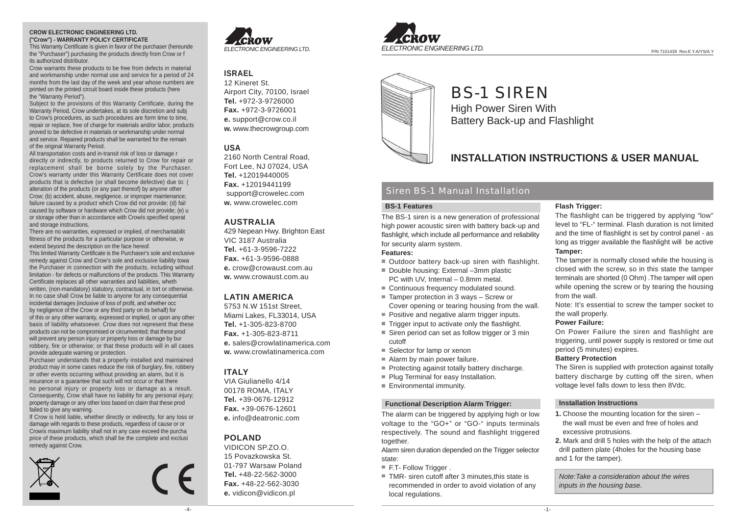**CROW ELECTRONIC ENGINEERING LTD.**
**("Crow") - WARRANTY POLICY CERTIFICATE**

This Warranty Certificate is given in favor of the purchaser (hereunde the "Purchaser") purchasing the products directly from Crow or f its authorized distributor.

Crow warrants these products to be free from defects in material and workmanship under normal use and service for a period of 24 months from the last day of the week and year whose numbers are printed on the printed circuit board inside these products (here the "Warranty Period").

Subject to the provisions of this Warranty Certificate, during the Warranty Period, Crow undertakes, at its sole discretion and subj to Crow's procedures, as such procedures are form time to time, repair or replace, free of charge for materials and/or labor, products proved to be defective in materials or workmanship under normal and service. Repaired products shall be warranted for the remain of the original Warranty Period.

All transportation costs and in-transit risk of loss or damage r directly or indirectly, to products returned to Crow for repair or replacement shall be borne solely by the Purchaser. Crow's warranty under this Warranty Certificate does not cover products that is defective (or shall become defective) due to: ( alteration of the products (or any part thereof) by anyone other Crow; (b) accident, abuse, negligence, or improper maintenance; failure caused by a product which Crow did not provide; (d) fail caused by software or hardware which Crow did not provide; (e) u or storage other than in accordance with Crowís specified operat and storage instructions.

There are no warranties, expressed or implied, of merchantabilit fitness of the products for a particular purpose or otherwise, w extend beyond the description on the face hereof.

This limited Warranty Certificate is the Purchaser's sole and exclusive remedy against Crow and Crow's sole and exclusive liability towa the Purchaser in connection with the products, including without limitation - for defects or malfunctions of the products. This Warranty Certificate replaces all other warranties and liabilities, wheth written, (non-mandatory) statutory, contractual, in tort or otherwise. In no case shall Crow be liable to anyone for any consequential incidental damages (inclusive of loss of profit, and whether occ by negligence of the Crow or any third party on its behalf) for of this or any other warranty, expressed or implied, or upon any other basis of liability whatsoever. Crow does not represent that these products can not be compromised or circumvented; that these prod will prevent any person injury or property loss or damage by bur robbery, fire or otherwise; or that these products will in all cases provide adequate warning or protection.

Purchaser understands that a properly installed and maintained product may in some cases reduce the risk of burglary, fire, robbery or other events occurring without providing an alarm, but it is insurance or a guarantee that such will not occur or that there no personal injury or property loss or damage as a result. Consequently, Crow shall have no liability for any personal injury; property damage or any other loss based on claim that these prod failed to give any warning.

If Crow is held liable, whether directly or indirectly, for any loss or damage with regards to these products, regardless of cause or or Crowís maximum liability shall not in any case exceed the purcha price of these products, which shall be the complete and exclusi remedy against Crow.

CE

CROW
ELECTRONIC ENGINEERING LTD.

**ISRAEL**
12 Kineret St.
Airport City, 70100, Israel
**Tel.** +972-3-9726000
**Fax.** +972-3-9726001
**e.** support@crow.co.il
**w.** www.thecrowgroup.com

**USA**
2160 North Central Road,
Fort Lee, NJ 07024, USA
**Tel.** +12019440005
**Fax.** +12019441199
support@crowelec.com
**w.** www.crowelec.com

**AUSTRALIA**
429 Nepean Hwy. Brighton East
VIC 3187 Australia
**Tel.** +61-3-9596-7222
**Fax.** +61-3-9596-0888
**e.** crow@crowaust.com.au
**w.** www.crowaust.com.au

**LATIN AMERICA**
5753 N.W 151st Street,
Miami Lakes, FL33014, USA
**Tel.** +1-305-823-8700
**Fax.** +1-305-823-8711
**e.** sales@crowlatinamerica.com
**w.** www.crowlatinamerica.com

**ITALY**
VIA Giulianello 4/14
00178 ROMA, ITALY
**Tel.** +39-0676-12912
**Fax.** +39-0676-12601
**e.** info@deatronic.com

**POLAND**
VIDICON SP.ZO.O.
15 Povazkowska St.
01-797 Warsaw Poland
**Tel.** +48-22-562-3000
**Fax.** +48-22-562-3030
**e.** vidicon@vidicon.pl

CROW
ELECTRONIC ENGINEERING LTD.

P/N 7101439 Rev.E Y.A/YS/A.Y

# BS-1 SIREN

High Power Siren With
Battery Back-up and Flashlight

# INSTALLATION INSTRUCTIONS & USER MANUAL

## Siren BS-1 Manual Installation

### BS-1 Features

The BS-1 siren is a new generation of professional high power acoustic siren with battery back-up and flashlight, which include all performance and reliability for security alarm system.

**Features:**

- Outdoor battery back-up siren with flashlight.
- Double housing: External –3mm plastic PC with UV, Internal – 0.8mm metal.
- Continuous frequency modulated sound.
- Tamper protection in 3 ways – Screw or Cover opening or tearing housing from the wall.
- Positive and negative alarm trigger inputs.
- Trigger input to activate only the flashlight.
- Siren period can set as follow trigger or 3 min cutoff
- Selector for lamp or xenon
- Alarm by main power failure.
- Protecting against totally battery discharge.
- Plug Terminal for easy Installation.
- Environmental immunity.

### Functional Description Alarm Trigger:

The alarm can be triggered by applying high or low voltage to the "GO+" or "GO-" inputs terminals respectively. The sound and flashlight triggered together.

Alarm siren duration depended on the Trigger selector state:

- F.T- Follow Trigger .
- TMR- siren cutoff after 3 minutes,this state is recommended in order to avoid violation of any local regulations.

**Flash Trigger:**

The flashlight can be triggered by applying "low" level to "FL-" terminal. Flash duration is not limited and the time of flashlight is set by control panel - as long as trigger available the flashlight will be active

**Tamper:**

The tamper is normally closed while the housing is closed with the screw, so in this state the tamper terminals are shorted (0 Ohm) .The tamper will open while opening the screw or by tearing the housing from the wall.

Note: It's essential to screw the tamper socket to the wall properly.

**Power Failure:**

On Power Failure the siren and flashlight are triggering, until power supply is restored or time out period (5 minutes) expires.

**Battery Protection**

The Siren is supplied with protection against totally battery discharge by cutting off the siren, when voltage level falls down to less then 8Vdc.

### Installation Instructions

**1.** Choose the mounting location for the siren – the wall must be even and free of holes and excessive protrusions.

**2.** Mark and drill 5 holes with the help of the attach drill pattern plate (4holes for the housing base and 1 for the tamper).

*Note:Take a consideration about the wires inputs in the housing base.*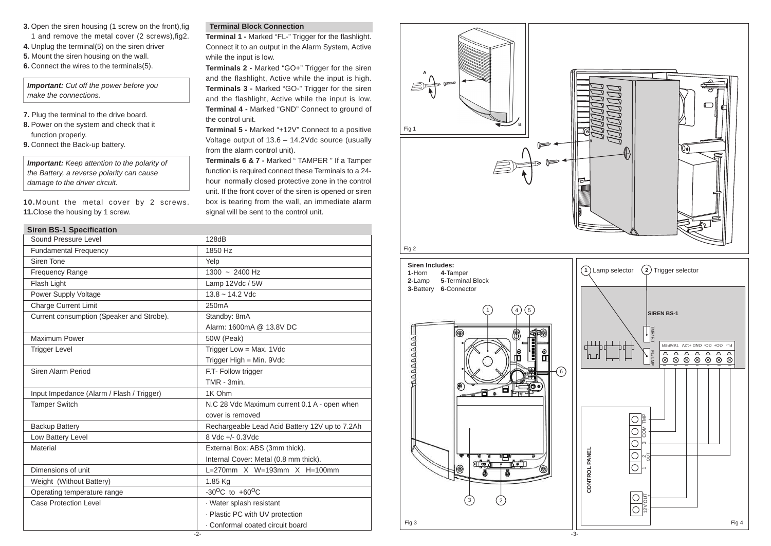3. Open the siren housing (1 screw on the front),fig 1 and remove the metal cover (2 screws),fig2.
4. Unplug the terminal(5) on the siren driver
5. Mount the siren housing on the wall.
6. Connect the wires to the terminals(5).

***Important:*** *Cut off the power before you make the connections.*

7. Plug the terminal to the drive board.
8. Power on the system and check that it function properly.
9. Connect the Back-up battery.

***Important:*** *Keep attention to the polarity of the Battery, a reverse polarity can cause damage to the driver circuit.*

10. Mount the metal cover by 2 screws.
11. Close the housing by 1 screw.

### Terminal Block Connection

**Terminal 1 -** Marked "FL-" Trigger for the flashlight. Connect it to an output in the Alarm System, Active while the input is low.

**Terminals 2 -** Marked "GO+" Trigger for the siren and the flashlight, Active while the input is high.

**Terminals 3 -** Marked "GO-" Trigger for the siren and the flashlight, Active while the input is low.

**Terminal 4 -** Marked "GND" Connect to ground of the control unit.

**Terminal 5 -** Marked "+12V" Connect to a positive Voltage output of 13.6 – 14.2Vdc source (usually from the alarm control unit).

**Terminals 6 & 7 -** Marked " TAMPER " If a Tamper function is required connect these Terminals to a 24-hour normally closed protective zone in the control unit. If the front cover of the siren is opened or siren box is tearing from the wall, an immediate alarm signal will be sent to the control unit.

### Siren BS-1 Specification

| | |
|---|---|
| Sound Pressure Level | 128dB |
| Fundamental Frequency | 1850 Hz |
| Siren Tone | Yelp |
| Frequency Range | 1300 ~ 2400 Hz |
| Flash Light | Lamp 12Vdc / 5W |
| Power Supply Voltage | 13.8 ~ 14.2 Vdc |
| Charge Current Limit | 250mA |
| Current consumption (Speaker and Strobe). | Standby: 8mA<br>Alarm: 1600mA @ 13.8V DC |
| Maximum Power | 50W (Peak) |
| Trigger Level | Trigger Low = Max. 1Vdc<br>Trigger High = Min. 9Vdc |
| Siren Alarm Period | F.T- Follow trigger<br>TMR - 3min. |
| Input Impedance (Alarm / Flash / Trigger) | 1K Ohm |
| Tamper Switch | N.C 28 Vdc Maximum current 0.1 A - open when cover is removed |
| Backup Battery | Rechargeable Lead Acid Battery 12V up to 7.2Ah |
| Low Battery Level | 8 Vdc +/- 0.3Vdc |
| Material | External Box: ABS (3mm thick).<br>Internal Cover: Metal (0.8 mm thick). |
| Dimensions of unit | L=270mm X W=193mm X H=100mm |
| Weight (Without Battery) | 1.85 Kg |
| Operating temperature range | -30$^{o}$C to +60$^{o}$C |
| Case Protection Level | · Water splash resistant<br>· Plastic PC with UV protection<br>· Conformal coated circuit board |

A
B
Fig 1

Fig 2

**Siren Includes:**
**1-**Horn **4-**Tamper
**2-**Lamp **5-**Terminal Block
**3-**Battery **6-**Connector

1 4 5 6 3 2

Fig 3

1 Lamp selector 2 Trigger selector

SIREN BS-1

TMR/F.T
FL/LMP
FL- GO+ GO- GND +12V TAMPER

CONTROL PANEL
TMP COM 3 2 OUT 1
12V OUT + -

Fig 4